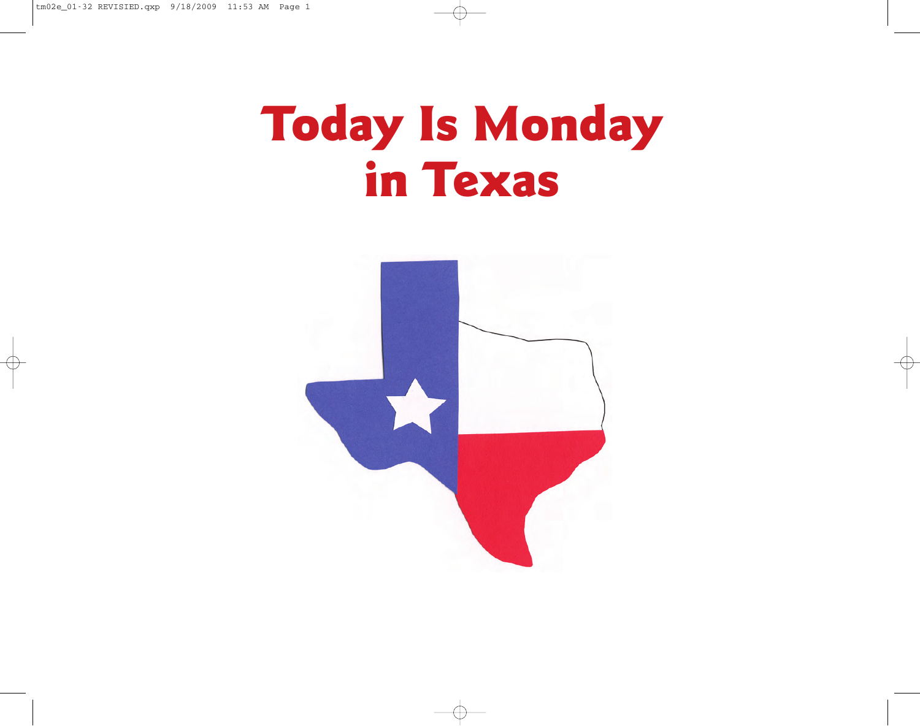# Today Is Monday in Texas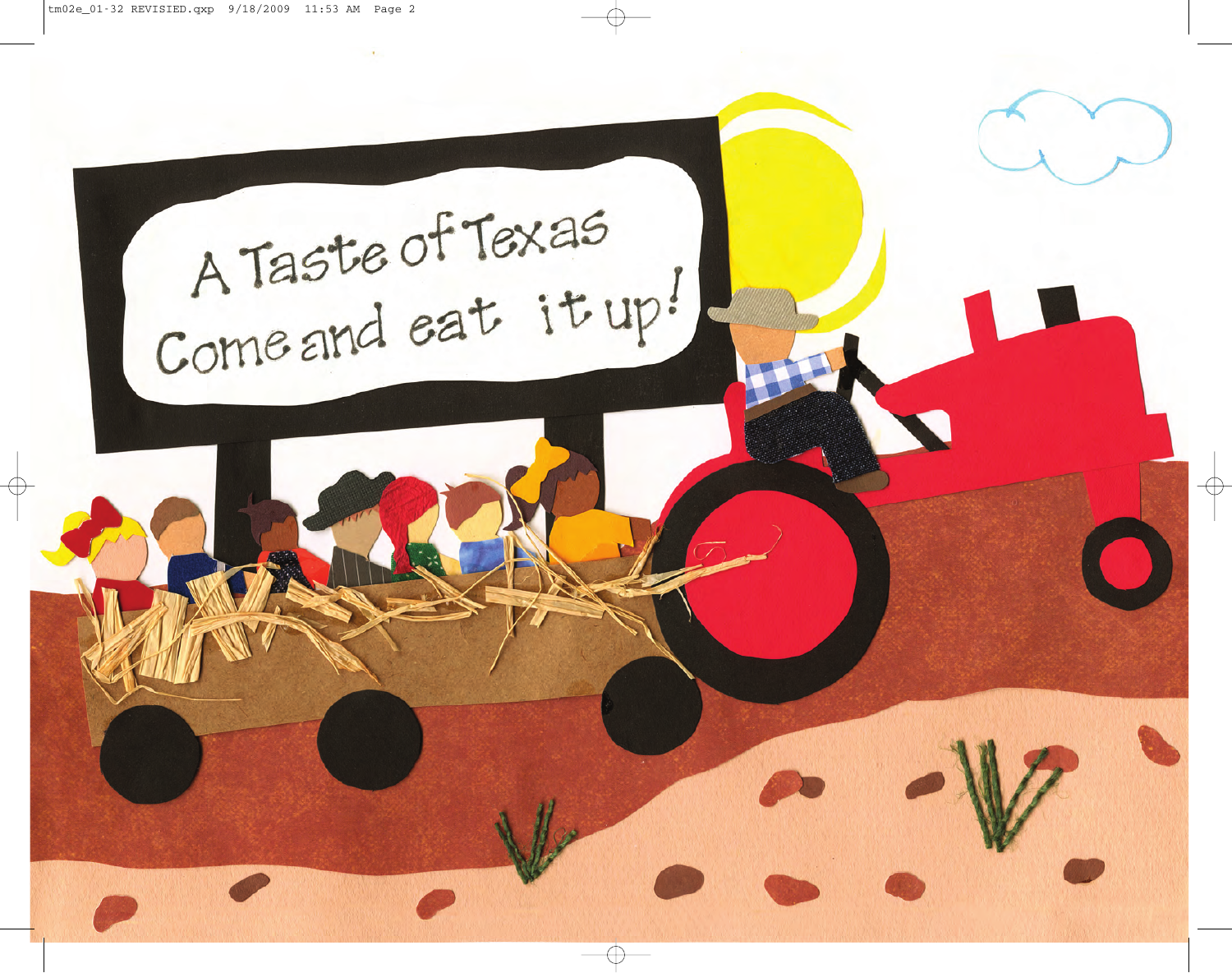A Taste of Texas

Come and eat it up!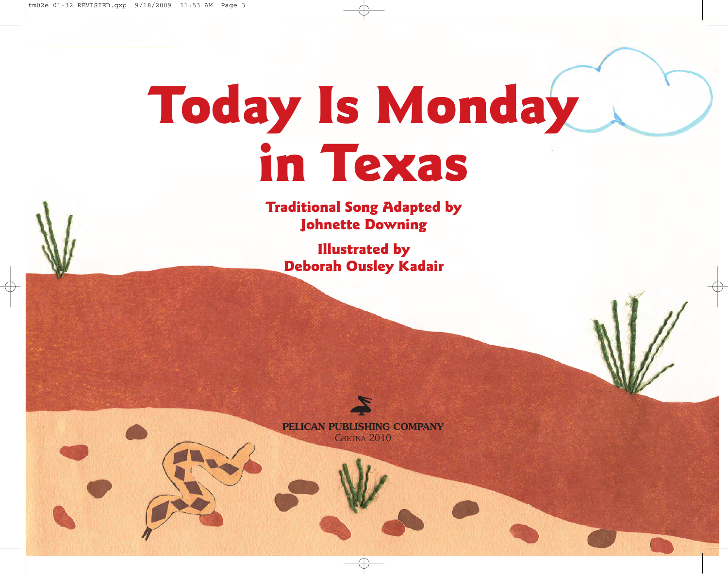# Today Is Monday in Texas

**Traditional Song Adapted by Johnette Downing**

**Illustrated by Deborah Ousley Kadair**

PELICAN PUBLISHING COMPANY
GRETNA 2010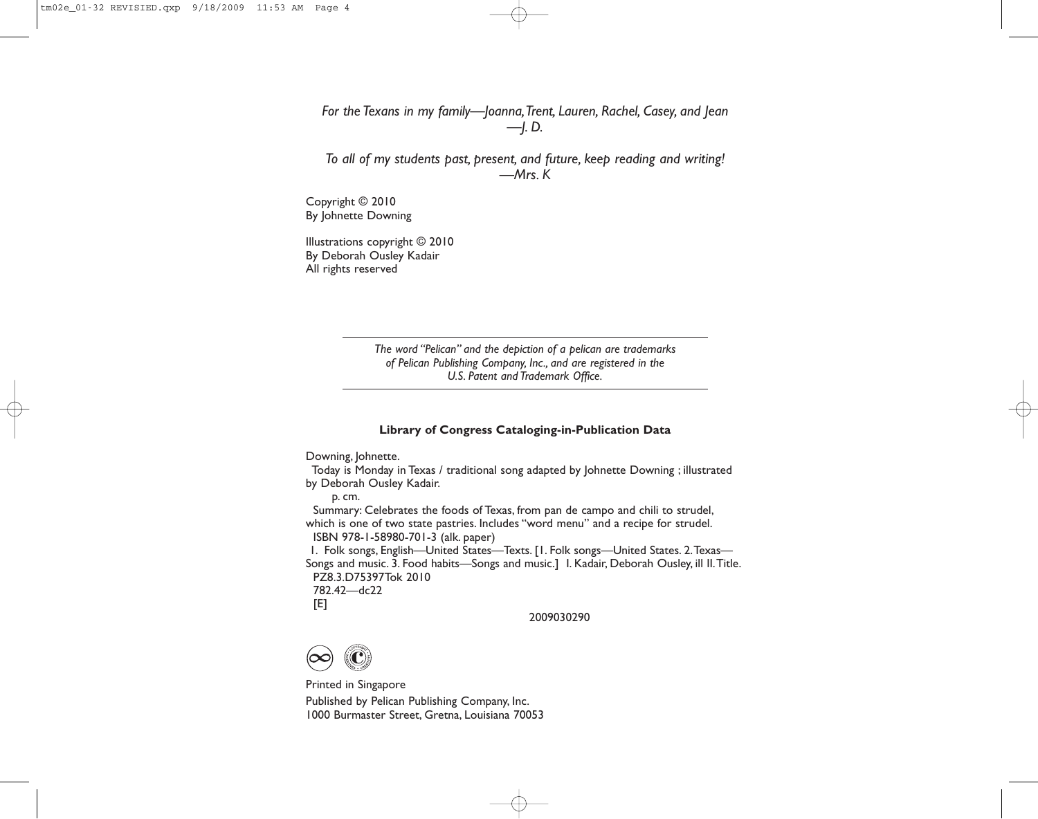*For the Texans in my family—Joanna, Trent, Lauren, Rachel, Casey, and Jean*
*—J. D.*

*To all of my students past, present, and future, keep reading and writing!*
*—Mrs. K*

Copyright © 2010
By Johnette Downing

Illustrations copyright © 2010
By Deborah Ousley Kadair
All rights reserved

---

*The word "Pelican" and the depiction of a pelican are trademarks of Pelican Publishing Company, Inc., and are registered in the U.S. Patent and Trademark Office.*

---

**Library of Congress Cataloging-in-Publication Data**

Downing, Johnette.
Today is Monday in Texas / traditional song adapted by Johnette Downing ; illustrated by Deborah Ousley Kadair.
p. cm.
Summary: Celebrates the foods of Texas, from pan de campo and chili to strudel, which is one of two state pastries. Includes "word menu" and a recipe for strudel.
ISBN 978-1-58980-701-3 (alk. paper)
1. Folk songs, English—United States—Texts. [1. Folk songs—United States. 2. Texas—Songs and music. 3. Food habits—Songs and music.] I. Kadair, Deborah Ousley, ill. II. Title.
PZ8.3.D75397Tok 2010
782.42—dc22
[E]

2009030290

Printed in Singapore

Published by Pelican Publishing Company, Inc.
1000 Burmaster Street, Gretna, Louisiana 70053